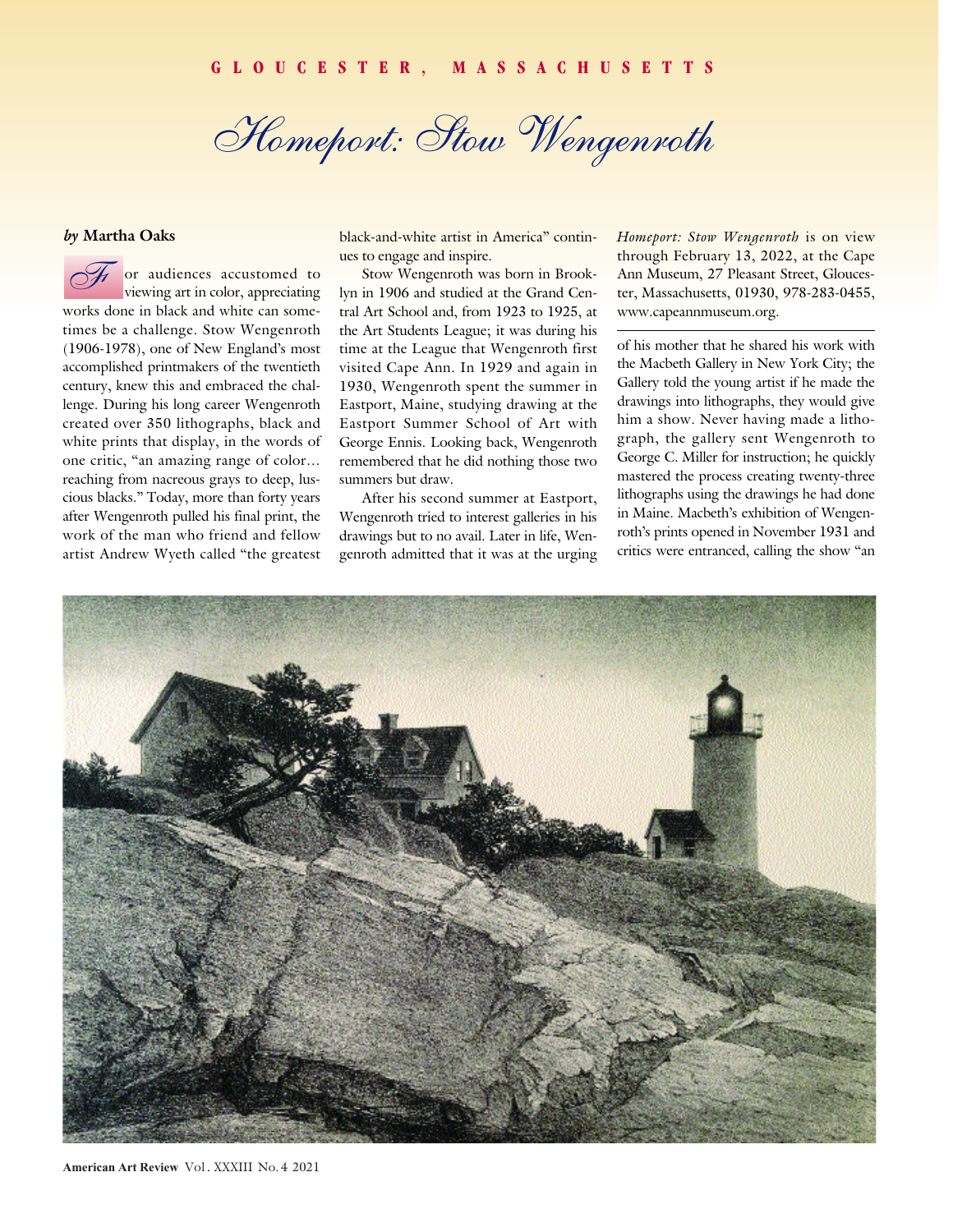GLOUCESTER, MASSACHUSETTS

# Homeport: Stow Wengenroth

*by* **Martha Oaks**

For audiences accustomed to viewing art in color, appreciating works done in black and white can sometimes be a challenge. Stow Wengenroth (1906-1978), one of New England's most accomplished printmakers of the twentieth century, knew this and embraced the challenge. During his long career Wengenroth created over 350 lithographs, black and white prints that display, in the words of one critic, "an amazing range of color… reaching from nacreous grays to deep, luscious blacks." Today, more than forty years after Wengenroth pulled his final print, the work of the man who friend and fellow artist Andrew Wyeth called "the greatest black-and-white artist in America" continues to engage and inspire.

Stow Wengenroth was born in Brooklyn in 1906 and studied at the Grand Central Art School and, from 1923 to 1925, at the Art Students League; it was during his time at the League that Wengenroth first visited Cape Ann. In 1929 and again in 1930, Wengenroth spent the summer in Eastport, Maine, studying drawing at the Eastport Summer School of Art with George Ennis. Looking back, Wengenroth remembered that he did nothing those two summers but draw.

After his second summer at Eastport, Wengenroth tried to interest galleries in his drawings but to no avail. Later in life, Wengenroth admitted that it was at the urging of his mother that he shared his work with the Macbeth Gallery in New York City; the Gallery told the young artist if he made the drawings into lithographs, they would give him a show. Never having made a lithograph, the gallery sent Wengenroth to George C. Miller for instruction; he quickly mastered the process creating twenty-three lithographs using the drawings he had done in Maine. Macbeth's exhibition of Wengenroth's prints opened in November 1931 and critics were entranced, calling the show "an

*Homeport: Stow Wengenroth* is on view through February 13, 2022, at the Cape Ann Museum, 27 Pleasant Street, Gloucester, Massachusetts, 01930, 978-283-0455, www.capeannmuseum.org.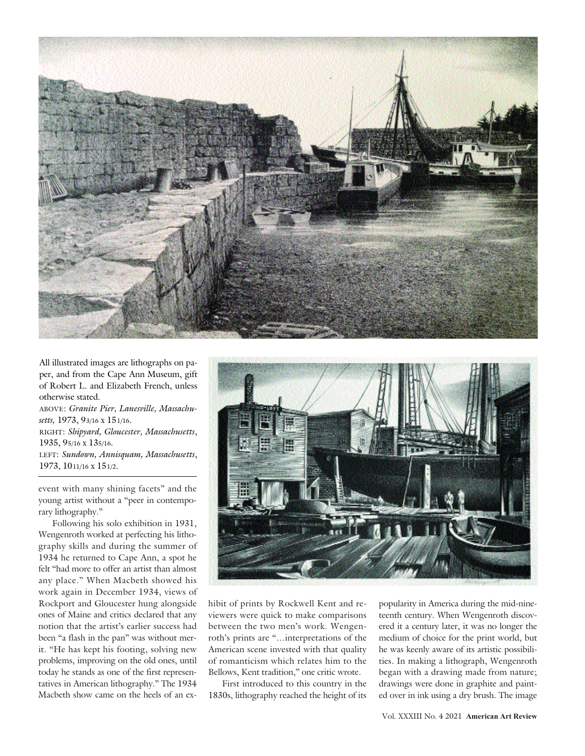All illustrated images are lithographs on paper, and from the Cape Ann Museum, gift of Robert L. and Elizabeth French, unless otherwise stated.

ABOVE: *Granite Pier, Lanesville, Massachusetts,* 1973, 9 3/16 x 15 1/16.

RIGHT: *Shipyard, Gloucester, Massachusetts*, 1935, 9 5/16 x 13 5/16.

LEFT: *Sundown, Annisquam, Massachusetts*, 1973, 10 11/16 x 15 1/2.

event with many shining facets" and the young artist without a "peer in contemporary lithography."

Following his solo exhibition in 1931, Wengenroth worked at perfecting his lithography skills and during the summer of 1934 he returned to Cape Ann, a spot he felt "had more to offer an artist than almost any place." When Macbeth showed his work again in December 1934, views of Rockport and Gloucester hung alongside ones of Maine and critics declared that any notion that the artist's earlier success had been "a flash in the pan" was without merit. "He has kept his footing, solving new problems, improving on the old ones, until today he stands as one of the first representatives in American lithography." The 1934 Macbeth show came on the heels of an exhibit of prints by Rockwell Kent and reviewers were quick to make comparisons between the two men's work. Wengenroth's prints are "...interpretations of the American scene invested with that quality of romanticism which relates him to the Bellows, Kent tradition," one critic wrote.

First introduced to this country in the 1830s, lithography reached the height of its popularity in America during the mid-nineteenth century. When Wengenroth discovered it a century later, it was no longer the medium of choice for the print world, but he was keenly aware of its artistic possibilities. In making a lithograph, Wengenroth began with a drawing made from nature; drawings were done in graphite and painted over in ink using a dry brush. The image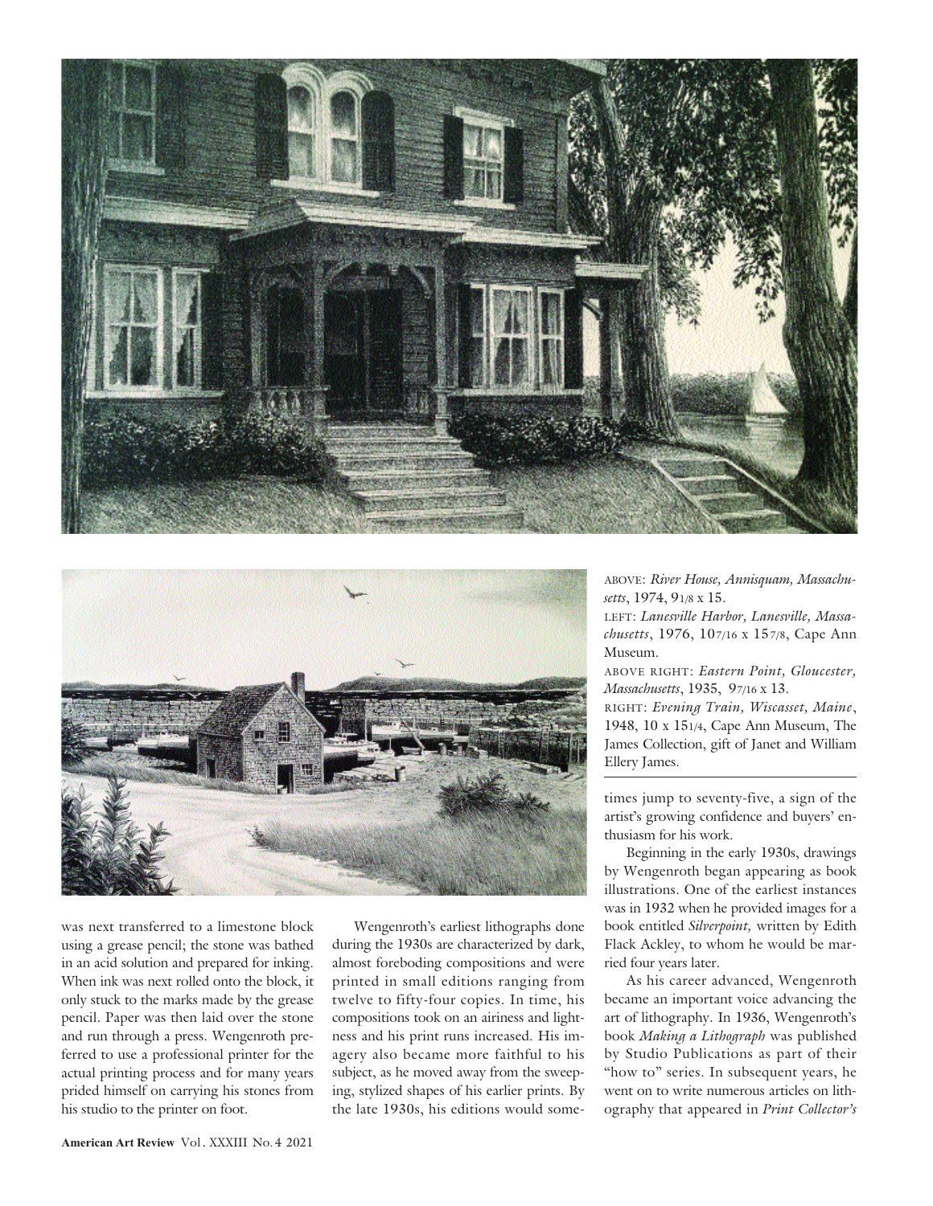ABOVE: *River House, Annisquam, Massachusetts*, 1974, 9 1/8 x 15.
LEFT: *Lanesville Harbor, Lanesville, Massachusetts*, 1976, 10 7/16 x 15 7/8, Cape Ann Museum.
ABOVE RIGHT: *Eastern Point, Gloucester, Massachusetts*, 1935, 9 7/16 x 13.
RIGHT: *Evening Train, Wiscasset, Maine*, 1948, 10 x 15 1/4, Cape Ann Museum, The James Collection, gift of Janet and William Ellery James.

was next transferred to a limestone block using a grease pencil; the stone was bathed in an acid solution and prepared for inking. When ink was next rolled onto the block, it only stuck to the marks made by the grease pencil. Paper was then laid over the stone and run through a press. Wengenroth preferred to use a professional printer for the actual printing process and for many years prided himself on carrying his stones from his studio to the printer on foot.

Wengenroth's earliest lithographs done during the 1930s are characterized by dark, almost foreboding compositions and were printed in small editions ranging from twelve to fifty-four copies. In time, his compositions took on an airiness and lightness and his print runs increased. His imagery also became more faithful to his subject, as he moved away from the sweeping, stylized shapes of his earlier prints. By the late 1930s, his editions would sometimes jump to seventy-five, a sign of the artist's growing confidence and buyers' enthusiasm for his work.

Beginning in the early 1930s, drawings by Wengenroth began appearing as book illustrations. One of the earliest instances was in 1932 when he provided images for a book entitled *Silverpoint,* written by Edith Flack Ackley, to whom he would be married four years later.

As his career advanced, Wengenroth became an important voice advancing the art of lithography. In 1936, Wengenroth's book *Making a Lithograph* was published by Studio Publications as part of their "how to" series. In subsequent years, he went on to write numerous articles on lithography that appeared in *Print Collector's*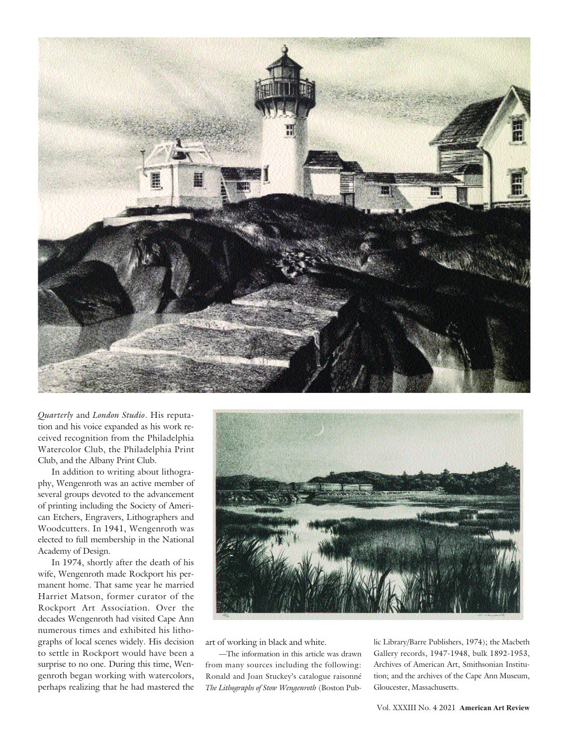*Quarterly* and *London Studio*. His reputation and his voice expanded as his work received recognition from the Philadelphia Watercolor Club, the Philadelphia Print Club, and the Albany Print Club.

In addition to writing about lithography, Wengenroth was an active member of several groups devoted to the advancement of printing including the Society of American Etchers, Engravers, Lithographers and Woodcutters. In 1941, Wengenroth was elected to full membership in the National Academy of Design.

In 1974, shortly after the death of his wife, Wengenroth made Rockport his permanent home. That same year he married Harriet Matson, former curator of the Rockport Art Association. Over the decades Wengenroth had visited Cape Ann numerous times and exhibited his lithographs of local scenes widely. His decision to settle in Rockport would have been a surprise to no one. During this time, Wengenroth began working with watercolors, perhaps realizing that he had mastered the art of working in black and white.

—The information in this article was drawn from many sources including the following: Ronald and Joan Stuckey's catalogue raisonné *The Lithographs of Stow Wengenroth* (Boston Public Library/Barre Publishers, 1974); the Macbeth Gallery records, 1947-1948, bulk 1892-1953, Archives of American Art, Smithsonian Institution; and the archives of the Cape Ann Museum, Gloucester, Massachusetts.